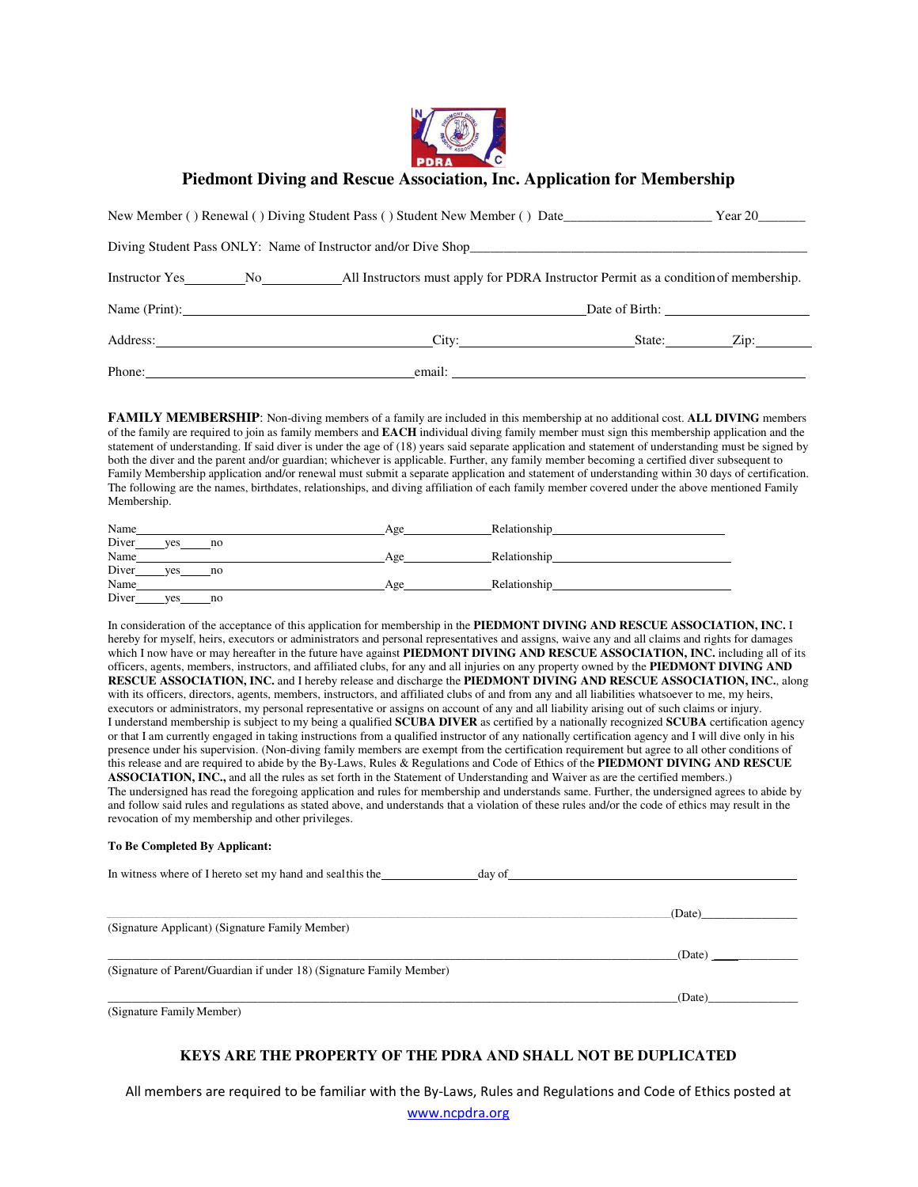# Piedmont Diving and Rescue Association, Inc. Application for Membership

New Member ( ) Renewal ( ) Diving Student Pass ( ) Student New Member ( ) Date_____________________ Year 20_______

Diving Student Pass ONLY: Name of Instructor and/or Dive Shop_______________________________________________

Instructor Yes_________No____________All Instructors must apply for PDRA Instructor Permit as a condition of membership.

Name (Print):_______________________________________________ Date of Birth: ____________________

Address:_________________________________ City:______________________ State:__________ Zip:_________

Phone:____________________________________ email: ______________________________________________

**FAMILY MEMBERSHIP**: Non-diving members of a family are included in this membership at no additional cost. **ALL DIVING** members of the family are required to join as family members and **EACH** individual diving family member must sign this membership application and the statement of understanding. If said diver is under the age of (18) years said separate application and statement of understanding must be signed by both the diver and the parent and/or guardian; whichever is applicable. Further, any family member becoming a certified diver subsequent to Family Membership application and/or renewal must submit a separate application and statement of understanding within 30 days of certification. The following are the names, birthdates, relationships, and diving affiliation of each family member covered under the above mentioned Family Membership.

Name_______________________________________ Age_____________ Relationship___________________________
Diver_____yes_____no

Name_______________________________________ Age_____________ Relationship___________________________
Diver_____yes_____no

Name_______________________________________ Age_____________ Relationship___________________________
Diver_____yes_____no

In consideration of the acceptance of this application for membership in the **PIEDMONT DIVING AND RESCUE ASSOCIATION, INC.** I hereby for myself, heirs, executors or administrators and personal representatives and assigns, waive any and all claims and rights for damages which I now have or may hereafter in the future have against **PIEDMONT DIVING AND RESCUE ASSOCIATION, INC.** including all of its officers, agents, members, instructors, and affiliated clubs, for any and all injuries on any property owned by the **PIEDMONT DIVING AND RESCUE ASSOCIATION, INC.** and I hereby release and discharge the **PIEDMONT DIVING AND RESCUE ASSOCIATION, INC.**, along with its officers, directors, agents, members, instructors, and affiliated clubs of and from any and all liabilities whatsoever to me, my heirs, executors or administrators, my personal representative or assigns on account of any and all liability arising out of such claims or injury.
I understand membership is subject to my being a qualified **SCUBA DIVER** as certified by a nationally recognized **SCUBA** certification agency or that I am currently engaged in taking instructions from a qualified instructor of any nationally certification agency and I will dive only in his presence under his supervision. (Non-diving family members are exempt from the certification requirement but agree to all other conditions of this release and are required to abide by the By-Laws, Rules & Regulations and Code of Ethics of the **PIEDMONT DIVING AND RESCUE ASSOCIATION, INC.,** and all the rules as set forth in the Statement of Understanding and Waiver as are the certified members.)
The undersigned has read the foregoing application and rules for membership and understands same. Further, the undersigned agrees to abide by and follow said rules and regulations as stated above, and understands that a violation of these rules and/or the code of ethics may result in the revocation of my membership and other privileges.

**To Be Completed By Applicant:**

In witness where of I hereto set my hand and seal this the_______________day of_______________________________________

________________________________________________________________________________(Date)________________
(Signature Applicant) (Signature Family Member)

________________________________________________________________________________(Date)________________
(Signature of Parent/Guardian if under 18) (Signature Family Member)

________________________________________________________________________________(Date)________________
(Signature Family Member)

**KEYS ARE THE PROPERTY OF THE PDRA AND SHALL NOT BE DUPLICATED**

All members are required to be familiar with the By-Laws, Rules and Regulations and Code of Ethics posted at www.ncpdra.org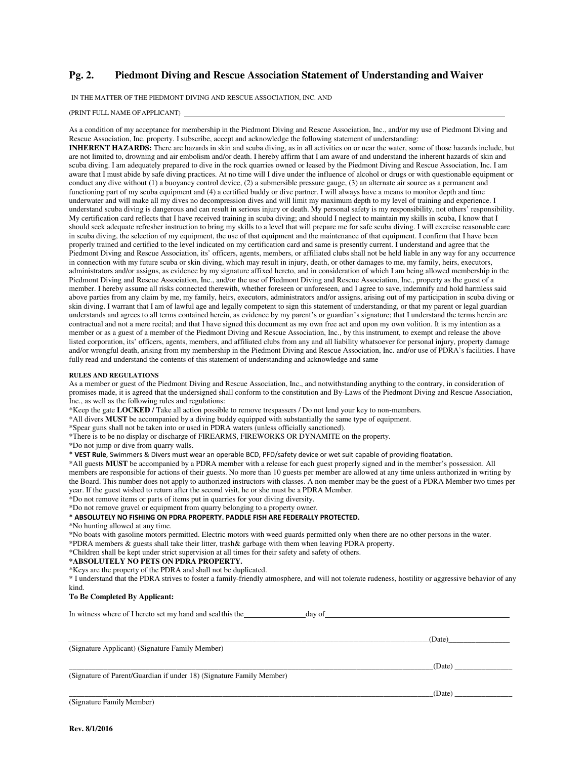## Pg. 2. Piedmont Diving and Rescue Association Statement of Understanding and Waiver

IN THE MATTER OF THE PIEDMONT DIVING AND RESCUE ASSOCIATION, INC. AND

(PRINT FULL NAME OF APPLICANT) ______________________________________________

As a condition of my acceptance for membership in the Piedmont Diving and Rescue Association, Inc., and/or my use of Piedmont Diving and Rescue Association, Inc. property. I subscribe, accept and acknowledge the following statement of understanding:

**INHERENT HAZARDS:** There are hazards in skin and scuba diving, as in all activities on or near the water, some of those hazards include, but are not limited to, drowning and air embolism and/or death. I hereby affirm that I am aware of and understand the inherent hazards of skin and scuba diving. I am adequately prepared to dive in the rock quarries owned or leased by the Piedmont Diving and Rescue Association, Inc. I am aware that I must abide by safe diving practices. At no time will I dive under the influence of alcohol or drugs or with questionable equipment or conduct any dive without (1) a buoyancy control device, (2) a submersible pressure gauge, (3) an alternate air source as a permanent and functioning part of my scuba equipment and (4) a certified buddy or dive partner. I will always have a means to monitor depth and time underwater and will make all my dives no decompression dives and will limit my maximum depth to my level of training and experience. I understand scuba diving is dangerous and can result in serious injury or death. My personal safety is my responsibility, not others' responsibility. My certification card reflects that I have received training in scuba diving; and should I neglect to maintain my skills in scuba, I know that I should seek adequate refresher instruction to bring my skills to a level that will prepare me for safe scuba diving. I will exercise reasonable care in scuba diving, the selection of my equipment, the use of that equipment and the maintenance of that equipment. I confirm that I have been properly trained and certified to the level indicated on my certification card and same is presently current. I understand and agree that the Piedmont Diving and Rescue Association, its' officers, agents, members, or affiliated clubs shall not be held liable in any way for any occurrence in connection with my future scuba or skin diving, which may result in injury, death, or other damages to me, my family, heirs, executors, administrators and/or assigns, as evidence by my signature affixed hereto, and in consideration of which I am being allowed membership in the Piedmont Diving and Rescue Association, Inc., and/or the use of Piedmont Diving and Rescue Association, Inc., property as the guest of a member. I hereby assume all risks connected therewith, whether foreseen or unforeseen, and I agree to save, indemnify and hold harmless said above parties from any claim by me, my family, heirs, executors, administrators and/or assigns, arising out of my participation in scuba diving or skin diving. I warrant that I am of lawful age and legally competent to sign this statement of understanding, or that my parent or legal guardian understands and agrees to all terms contained herein, as evidence by my parent's or guardian's signature; that I understand the terms herein are contractual and not a mere recital; and that I have signed this document as my own free act and upon my own volition. It is my intention as a member or as a guest of a member of the Piedmont Diving and Rescue Association, Inc., by this instrument, to exempt and release the above listed corporation, its' officers, agents, members, and affiliated clubs from any and all liability whatsoever for personal injury, property damage and/or wrongful death, arising from my membership in the Piedmont Diving and Rescue Association, Inc. and/or use of PDRA's facilities. I have fully read and understand the contents of this statement of understanding and acknowledge and same

**RULES AND REGULATIONS**

As a member or guest of the Piedmont Diving and Rescue Association, Inc., and notwithstanding anything to the contrary, in consideration of promises made, it is agreed that the undersigned shall conform to the constitution and By-Laws of the Piedmont Diving and Rescue Association, Inc., as well as the following rules and regulations:

*Keep the gate **LOCKED** / Take all action possible to remove trespassers / Do not lend your key to non-members.

*All divers **MUST** be accompanied by a diving buddy equipped with substantially the same type of equipment.

*Spear guns shall not be taken into or used in PDRA waters (unless officially sanctioned).

*There is to be no display or discharge of FIREARMS, FIREWORKS OR DYNAMITE on the property.

*Do not jump or dive from quarry walls.

* **VEST Rule**, Swimmers & Divers must wear an operable BCD, PFD/safety device or wet suit capable of providing floatation.

*All guests **MUST** be accompanied by a PDRA member with a release for each guest properly signed and in the member's possession. All members are responsible for actions of their guests. No more than 10 guests per member are allowed at any time unless authorized in writing by the Board. This number does not apply to authorized instructors with classes. A non-member may be the guest of a PDRA Member two times per year. If the guest wished to return after the second visit, he or she must be a PDRA Member.

*Do not remove items or parts of items put in quarries for your diving diversity.

*Do not remove gravel or equipment from quarry belonging to a property owner.

* **ABSOLUTELY NO FISHING ON PDRA PROPERTY. PADDLE FISH ARE FEDERALLY PROTECTED.**

*No hunting allowed at any time.

*No boats with gasoline motors permitted. Electric motors with weed guards permitted only when there are no other persons in the water.

*PDRA members & guests shall take their litter, trash& garbage with them when leaving PDRA property.

*Children shall be kept under strict supervision at all times for their safety and safety of others.

***ABSOLUTELY NO PETS ON PDRA PROPERTY.**

*Keys are the property of the PDRA and shall not be duplicated.

* I understand that the PDRA strives to foster a family-friendly atmosphere, and will not tolerate rudeness, hostility or aggressive behavior of any kind.

**To Be Completed By Applicant:**

In witness where of I hereto set my hand and seal this the ____________ day of ______________________________

______________________________________________ (Date) ____________

(Signature Applicant) (Signature Family Member)

______________________________________________ (Date) ____________

(Signature of Parent/Guardian if under 18) (Signature Family Member)

______________________________________________ (Date) ____________

(Signature Family Member)

**Rev. 8/1/2016**